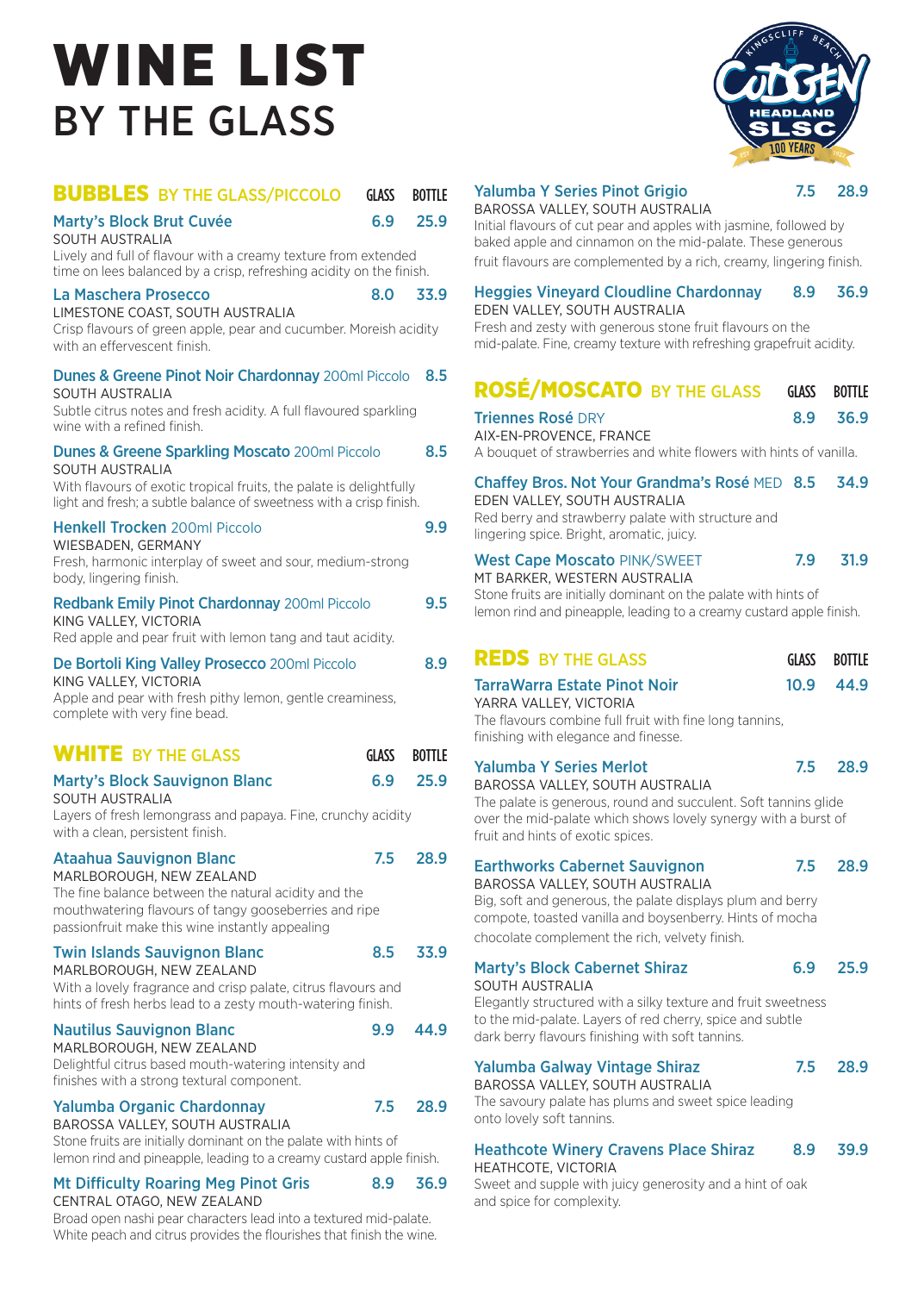# WINE LIST
## BY THE GLASS

### BUBBLES BY THE GLASS/PICCOLO

| | GLASS | BOTTLE |
|---|---|---|
| **Marty's Block Brut Cuvée** | 6.9 | 25.9 |

SOUTH AUSTRALIA
Lively and full of flavour with a creamy texture from extended time on lees balanced by a crisp, refreshing acidity on the finish.

| | GLASS | BOTTLE |
|---|---|---|
| **La Maschera Prosecco** | 8.0 | 33.9 |

LIMESTONE COAST, SOUTH AUSTRALIA
Crisp flavours of green apple, pear and cucumber. Moreish acidity with an effervescent finish.

**Dunes & Greene Pinot Noir Chardonnay** 200ml Piccolo — 8.5
SOUTH AUSTRALIA
Subtle citrus notes and fresh acidity. A full flavoured sparkling wine with a refined finish.

**Dunes & Greene Sparkling Moscato** 200ml Piccolo — 8.5
SOUTH AUSTRALIA
With flavours of exotic tropical fruits, the palate is delightfully light and fresh; a subtle balance of sweetness with a crisp finish.

**Henkell Trocken** 200ml Piccolo — 9.9
WIESBADEN, GERMANY
Fresh, harmonic interplay of sweet and sour, medium-strong body, lingering finish.

**Redbank Emily Pinot Chardonnay** 200ml Piccolo — 9.5
KING VALLEY, VICTORIA
Red apple and pear fruit with lemon tang and taut acidity.

**De Bortoli King Valley Prosecco** 200ml Piccolo — 8.9
KING VALLEY, VICTORIA
Apple and pear with fresh pithy lemon, gentle creaminess, complete with very fine bead.

### WHITE BY THE GLASS

| | GLASS | BOTTLE |
|---|---|---|
| **Marty's Block Sauvignon Blanc** | 6.9 | 25.9 |

SOUTH AUSTRALIA
Layers of fresh lemongrass and papaya. Fine, crunchy acidity with a clean, persistent finish.

**Ataahua Sauvignon Blanc** — 7.5 | 28.9
MARLBOROUGH, NEW ZEALAND
The fine balance between the natural acidity and the mouthwatering flavours of tangy gooseberries and ripe passionfruit make this wine instantly appealing

**Twin Islands Sauvignon Blanc** — 8.5 | 33.9
MARLBOROUGH, NEW ZEALAND
With a lovely fragrance and crisp palate, citrus flavours and hints of fresh herbs lead to a zesty mouth-watering finish.

**Nautilus Sauvignon Blanc** — 9.9 | 44.9
MARLBOROUGH, NEW ZEALAND
Delightful citrus based mouth-watering intensity and finishes with a strong textural component.

**Yalumba Organic Chardonnay** — 7.5 | 28.9
BAROSSA VALLEY, SOUTH AUSTRALIA
Stone fruits are initially dominant on the palate with hints of lemon rind and pineapple, leading to a creamy custard apple finish.

**Mt Difficulty Roaring Meg Pinot Gris** — 8.9 | 36.9
CENTRAL OTAGO, NEW ZEALAND
Broad open nashi pear characters lead into a textured mid-palate. White peach and citrus provides the flourishes that finish the wine.

**Yalumba Y Series Pinot Grigio** — 7.5 | 28.9
BAROSSA VALLEY, SOUTH AUSTRALIA
Initial flavours of cut pear and apples with jasmine, followed by baked apple and cinnamon on the mid-palate. These generous fruit flavours are complemented by a rich, creamy, lingering finish.

**Heggies Vineyard Cloudline Chardonnay** — 8.9 | 36.9
EDEN VALLEY, SOUTH AUSTRALIA
Fresh and zesty with generous stone fruit flavours on the mid-palate. Fine, creamy texture with refreshing grapefruit acidity.

### ROSÉ/MOSCATO BY THE GLASS

| | GLASS | BOTTLE |
|---|---|---|
| **Triennes Rosé** DRY | 8.9 | 36.9 |

AIX-EN-PROVENCE, FRANCE
A bouquet of strawberries and white flowers with hints of vanilla.

**Chaffey Bros. Not Your Grandma's Rosé** MED — 8.5 | 34.9
EDEN VALLEY, SOUTH AUSTRALIA
Red berry and strawberry palate with structure and lingering spice. Bright, aromatic, juicy.

**West Cape Moscato** PINK/SWEET — 7.9 | 31.9
MT BARKER, WESTERN AUSTRALIA
Stone fruits are initially dominant on the palate with hints of lemon rind and pineapple, leading to a creamy custard apple finish.

### REDS BY THE GLASS

| | GLASS | BOTTLE |
|---|---|---|
| **TarraWarra Estate Pinot Noir** | 10.9 | 44.9 |

YARRA VALLEY, VICTORIA
The flavours combine full fruit with fine long tannins, finishing with elegance and finesse.

**Yalumba Y Series Merlot** — 7.5 | 28.9
BAROSSA VALLEY, SOUTH AUSTRALIA
The palate is generous, round and succulent. Soft tannins glide over the mid-palate which shows lovely synergy with a burst of fruit and hints of exotic spices.

**Earthworks Cabernet Sauvignon** — 7.5 | 28.9
BAROSSA VALLEY, SOUTH AUSTRALIA
Big, soft and generous, the palate displays plum and berry compote, toasted vanilla and boysenberry. Hints of mocha chocolate complement the rich, velvety finish.

**Marty's Block Cabernet Shiraz** — 6.9 | 25.9
SOUTH AUSTRALIA
Elegantly structured with a silky texture and fruit sweetness to the mid-palate. Layers of red cherry, spice and subtle dark berry flavours finishing with soft tannins.

**Yalumba Galway Vintage Shiraz** — 7.5 | 28.9
BAROSSA VALLEY, SOUTH AUSTRALIA
The savoury palate has plums and sweet spice leading onto lovely soft tannins.

**Heathcote Winery Cravens Place Shiraz** — 8.9 | 39.9
HEATHCOTE, VICTORIA
Sweet and supple with juicy generosity and a hint of oak and spice for complexity.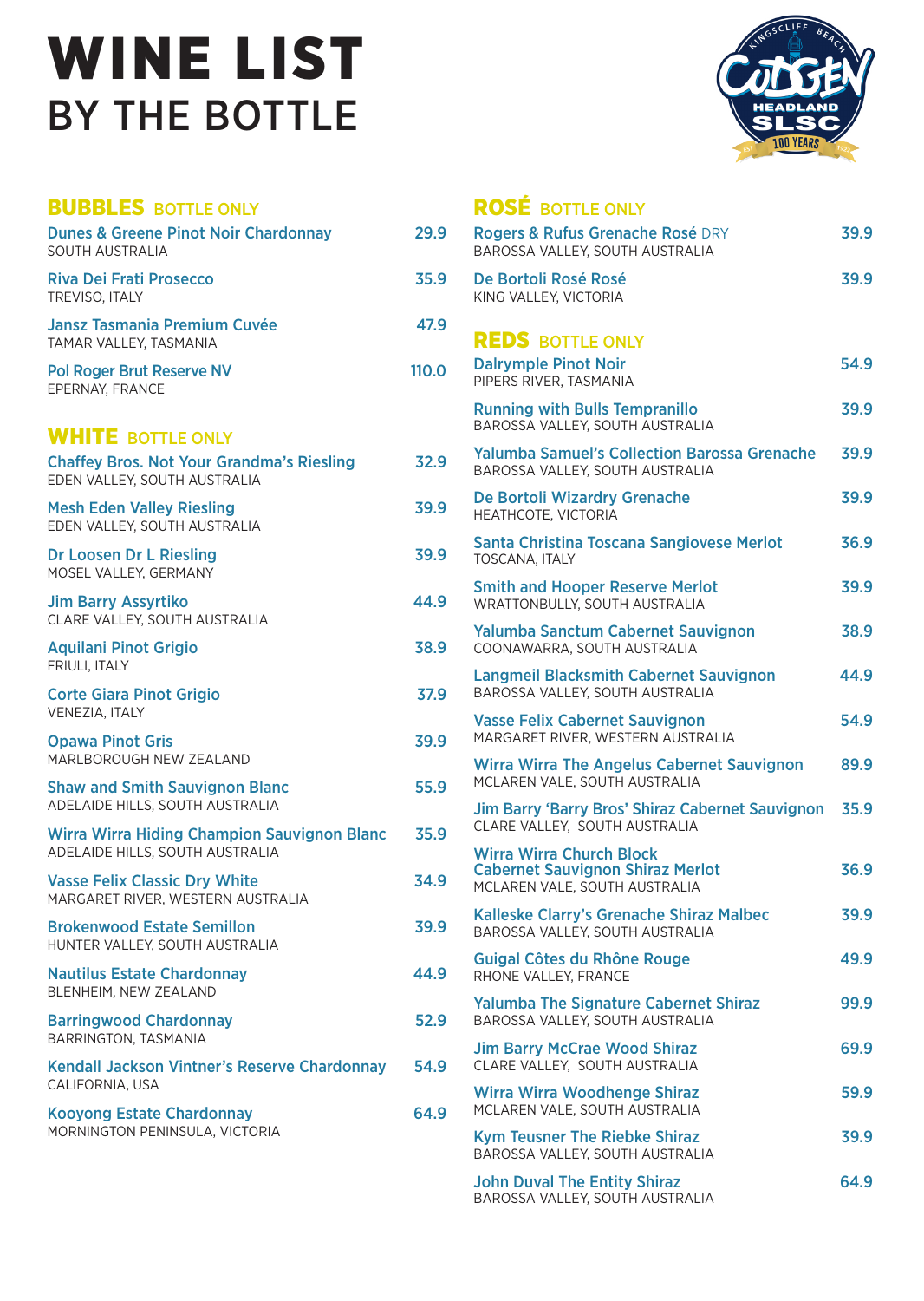# WINE LIST
## BY THE BOTTLE

### BUBBLES BOTTLE ONLY

| | |
|---|---|
| Dunes & Greene Pinot Noir Chardonnay<br>SOUTH AUSTRALIA | 29.9 |
| Riva Dei Frati Prosecco<br>TREVISO, ITALY | 35.9 |
| Jansz Tasmania Premium Cuvée<br>TAMAR VALLEY, TASMANIA | 47.9 |
| Pol Roger Brut Reserve NV<br>EPERNAY, FRANCE | 110.0 |

### WHITE BOTTLE ONLY

| | |
|---|---|
| Chaffey Bros. Not Your Grandma's Riesling<br>EDEN VALLEY, SOUTH AUSTRALIA | 32.9 |
| Mesh Eden Valley Riesling<br>EDEN VALLEY, SOUTH AUSTRALIA | 39.9 |
| Dr Loosen Dr L Riesling<br>MOSEL VALLEY, GERMANY | 39.9 |
| Jim Barry Assyrtiko<br>CLARE VALLEY, SOUTH AUSTRALIA | 44.9 |
| Aquilani Pinot Grigio<br>FRIULI, ITALY | 38.9 |
| Corte Giara Pinot Grigio<br>VENEZIA, ITALY | 37.9 |
| Opawa Pinot Gris<br>MARLBOROUGH NEW ZEALAND | 39.9 |
| Shaw and Smith Sauvignon Blanc<br>ADELAIDE HILLS, SOUTH AUSTRALIA | 55.9 |
| Wirra Wirra Hiding Champion Sauvignon Blanc<br>ADELAIDE HILLS, SOUTH AUSTRALIA | 35.9 |
| Vasse Felix Classic Dry White<br>MARGARET RIVER, WESTERN AUSTRALIA | 34.9 |
| Brokenwood Estate Semillon<br>HUNTER VALLEY, SOUTH AUSTRALIA | 39.9 |
| Nautilus Estate Chardonnay<br>BLENHEIM, NEW ZEALAND | 44.9 |
| Barringwood Chardonnay<br>BARRINGTON, TASMANIA | 52.9 |
| Kendall Jackson Vintner's Reserve Chardonnay<br>CALIFORNIA, USA | 54.9 |
| Kooyong Estate Chardonnay<br>MORNINGTON PENINSULA, VICTORIA | 64.9 |

### ROSÉ BOTTLE ONLY

| | |
|---|---|
| Rogers & Rufus Grenache Rosé DRY<br>BAROSSA VALLEY, SOUTH AUSTRALIA | 39.9 |
| De Bortoli Rosé Rosé<br>KING VALLEY, VICTORIA | 39.9 |

### REDS BOTTLE ONLY

| | |
|---|---|
| Dalrymple Pinot Noir<br>PIPERS RIVER, TASMANIA | 54.9 |
| Running with Bulls Tempranillo<br>BAROSSA VALLEY, SOUTH AUSTRALIA | 39.9 |
| Yalumba Samuel's Collection Barossa Grenache<br>BAROSSA VALLEY, SOUTH AUSTRALIA | 39.9 |
| De Bortoli Wizardry Grenache<br>HEATHCOTE, VICTORIA | 39.9 |
| Santa Christina Toscana Sangiovese Merlot<br>TOSCANA, ITALY | 36.9 |
| Smith and Hooper Reserve Merlot<br>WRATTONBULLY, SOUTH AUSTRALIA | 39.9 |
| Yalumba Sanctum Cabernet Sauvignon<br>COONAWARRA, SOUTH AUSTRALIA | 38.9 |
| Langmeil Blacksmith Cabernet Sauvignon<br>BAROSSA VALLEY, SOUTH AUSTRALIA | 44.9 |
| Vasse Felix Cabernet Sauvignon<br>MARGARET RIVER, WESTERN AUSTRALIA | 54.9 |
| Wirra Wirra The Angelus Cabernet Sauvignon<br>MCLAREN VALE, SOUTH AUSTRALIA | 89.9 |
| Jim Barry 'Barry Bros' Shiraz Cabernet Sauvignon<br>CLARE VALLEY, SOUTH AUSTRALIA | 35.9 |
| Wirra Wirra Church Block Cabernet Sauvignon Shiraz Merlot<br>MCLAREN VALE, SOUTH AUSTRALIA | 36.9 |
| Kalleske Clarry's Grenache Shiraz Malbec<br>BAROSSA VALLEY, SOUTH AUSTRALIA | 39.9 |
| Guigal Côtes du Rhône Rouge<br>RHONE VALLEY, FRANCE | 49.9 |
| Yalumba The Signature Cabernet Shiraz<br>BAROSSA VALLEY, SOUTH AUSTRALIA | 99.9 |
| Jim Barry McCrae Wood Shiraz<br>CLARE VALLEY, SOUTH AUSTRALIA | 69.9 |
| Wirra Wirra Woodhenge Shiraz<br>MCLAREN VALE, SOUTH AUSTRALIA | 59.9 |
| Kym Teusner The Riebke Shiraz<br>BAROSSA VALLEY, SOUTH AUSTRALIA | 39.9 |
| John Duval The Entity Shiraz<br>BAROSSA VALLEY, SOUTH AUSTRALIA | 64.9 |